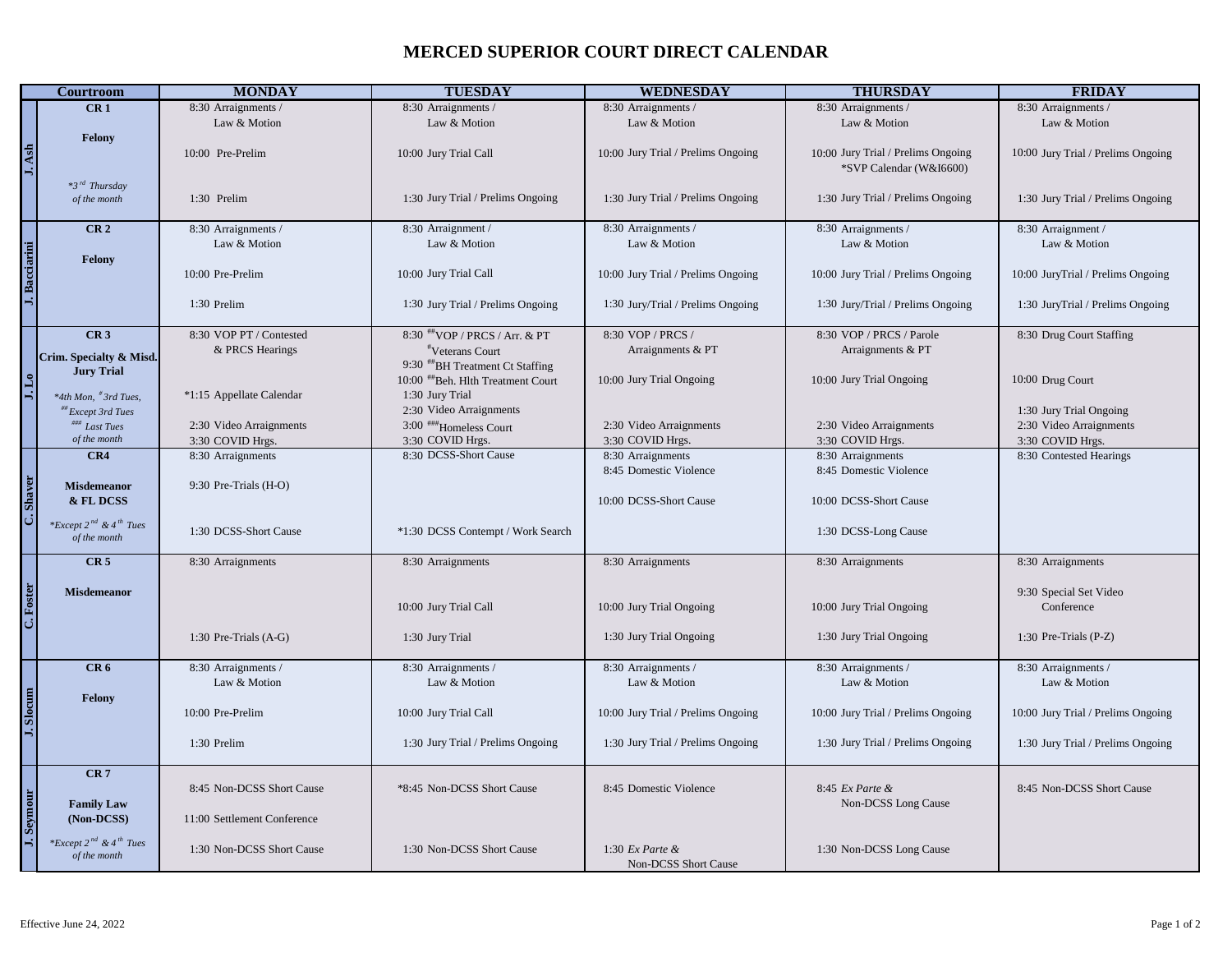# MERCED SUPERIOR COURT DIRECT CALENDAR

| Courtroom | | MONDAY | TUESDAY | WEDNESDAY | THURSDAY | FRIDAY |
|---|---|---|---|---|---|---|
| J. Ash | **CR 1**<br>**Felony**<br>*\*3rd Thursday of the month* | 8:30 Arraignments / Law & Motion<br>10:00 Pre-Prelim<br>1:30 Prelim | 8:30 Arraignments / Law & Motion<br>10:00 Jury Trial Call<br>1:30 Jury Trial / Prelims Ongoing | 8:30 Arraignments / Law & Motion<br>10:00 Jury Trial / Prelims Ongoing<br>1:30 Jury Trial / Prelims Ongoing | 8:30 Arraignments / Law & Motion<br>10:00 Jury Trial / Prelims Ongoing<br>\*SVP Calendar (W&I6600)<br>1:30 Jury Trial / Prelims Ongoing | 8:30 Arraignments / Law & Motion<br>10:00 Jury Trial / Prelims Ongoing<br>1:30 Jury Trial / Prelims Ongoing |
| J. Bacciarini | **CR 2**<br>**Felony** | 8:30 Arraignments / Law & Motion<br>10:00 Pre-Prelim<br>1:30 Prelim | 8:30 Arraignment / Law & Motion<br>10:00 Jury Trial Call<br>1:30 Jury Trial / Prelims Ongoing | 8:30 Arraignments / Law & Motion<br>10:00 Jury Trial / Prelims Ongoing<br>1:30 Jury/Trial / Prelims Ongoing | 8:30 Arraignments / Law & Motion<br>10:00 Jury Trial / Prelims Ongoing<br>1:30 Jury/Trial / Prelims Ongoing | 8:30 Arraignment / Law & Motion<br>10:00 JuryTrial / Prelims Ongoing<br>1:30 JuryTrial / Prelims Ongoing |
| J. Lo | **CR 3**<br>**Crim. Specialty & Misd. Jury Trial**<br>*\*4th Mon, #3rd Tues, ##Except 3rd Tues ### Last Tues of the month* | 8:30 VOP PT / Contested & PRCS Hearings<br>\*1:15 Appellate Calendar<br>2:30 Video Arraignments<br>3:30 COVID Hrgs. | 8:30 ##VOP / PRCS / Arr. & PT<br>#Veterans Court<br>9:30 ##BH Treatment Ct Staffing<br>10:00 ##Beh. Hlth Treatment Court<br>1:30 Jury Trial<br>2:30 Video Arraignments<br>3:00 ###Homeless Court<br>3:30 COVID Hrgs. | 8:30 VOP / PRCS / Arraignments & PT<br>10:00 Jury Trial Ongoing<br>2:30 Video Arraignments<br>3:30 COVID Hrgs. | 8:30 VOP / PRCS / Parole Arraignments & PT<br>10:00 Jury Trial Ongoing<br>2:30 Video Arraignments<br>3:30 COVID Hrgs. | 8:30 Drug Court Staffing<br>10:00 Drug Court<br>1:30 Jury Trial Ongoing<br>2:30 Video Arraignments<br>3:30 COVID Hrgs. |
| C. Shaver | **CR4**<br>**Misdemeanor & FL DCSS**<br>*\*Except 2nd & 4th Tues of the month* | 8:30 Arraignments<br>9:30 Pre-Trials (H-O)<br>1:30 DCSS-Short Cause | 8:30 DCSS-Short Cause<br>\*1:30 DCSS Contempt / Work Search | 8:30 Arraignments<br>8:45 Domestic Violence<br>10:00 DCSS-Short Cause | 8:30 Arraignments<br>8:45 Domestic Violence<br>10:00 DCSS-Short Cause<br>1:30 DCSS-Long Cause | 8:30 Contested Hearings |
| C. Foster | **CR 5**<br>**Misdemeanor** | 8:30 Arraignments<br>1:30 Pre-Trials (A-G) | 8:30 Arraignments<br>10:00 Jury Trial Call<br>1:30 Jury Trial | 8:30 Arraignments<br>10:00 Jury Trial Ongoing<br>1:30 Jury Trial Ongoing | 8:30 Arraignments<br>10:00 Jury Trial Ongoing<br>1:30 Jury Trial Ongoing | 8:30 Arraignments<br>9:30 Special Set Video Conference<br>1:30 Pre-Trials (P-Z) |
| J. Slocum | **CR 6**<br>**Felony** | 8:30 Arraignments / Law & Motion<br>10:00 Pre-Prelim<br>1:30 Prelim | 8:30 Arraignments / Law & Motion<br>10:00 Jury Trial Call<br>1:30 Jury Trial / Prelims Ongoing | 8:30 Arraignments / Law & Motion<br>10:00 Jury Trial / Prelims Ongoing<br>1:30 Jury Trial / Prelims Ongoing | 8:30 Arraignments / Law & Motion<br>10:00 Jury Trial / Prelims Ongoing<br>1:30 Jury Trial / Prelims Ongoing | 8:30 Arraignments / Law & Motion<br>10:00 Jury Trial / Prelims Ongoing<br>1:30 Jury Trial / Prelims Ongoing |
| J. Seymour | **CR 7**<br>**Family Law (Non-DCSS)**<br>*\*Except 2nd & 4th Tues of the month* | 8:45 Non-DCSS Short Cause<br>11:00 Settlement Conference<br>1:30 Non-DCSS Short Cause | \*8:45 Non-DCSS Short Cause<br>1:30 Non-DCSS Short Cause | 8:45 Domestic Violence<br>1:30 *Ex Parte &* Non-DCSS Short Cause | 8:45 *Ex Parte &* Non-DCSS Long Cause<br>1:30 Non-DCSS Long Cause | 8:45 Non-DCSS Short Cause |

Effective June 24, 2022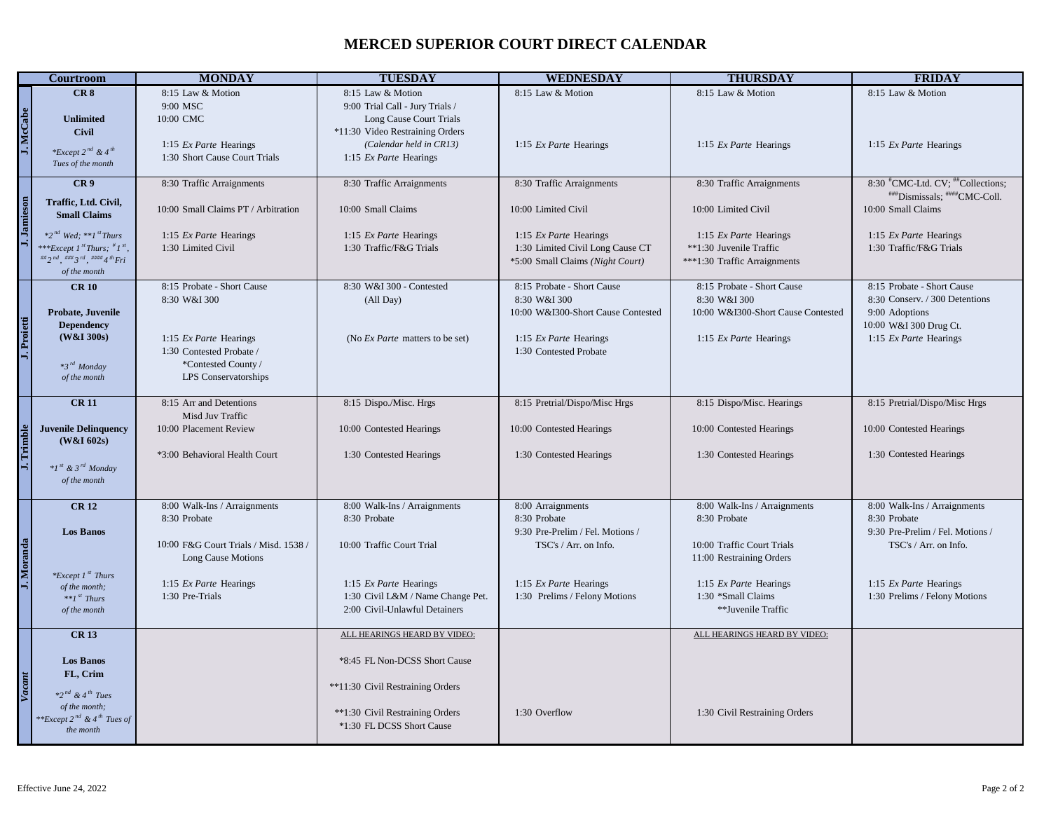# MERCED SUPERIOR COURT DIRECT CALENDAR

| | Courtroom | MONDAY | TUESDAY | WEDNESDAY | THURSDAY | FRIDAY |
|---|---|---|---|---|---|---|
| J. McCabe | **CR 8**<br><br>**Unlimited Civil**<br><br>*\*Except 2nd & 4th Tues of the month* | 8:15 Law & Motion<br>9:00 MSC<br>10:00 CMC<br><br>1:15 *Ex Parte* Hearings<br>1:30 Short Cause Court Trials | 8:15 Law & Motion<br>9:00 Trial Call - Jury Trials / Long Cause Court Trials<br>*11:30 Video Restraining Orders *(Calendar held in CR13)*<br>1:15 *Ex Parte* Hearings | 8:15 Law & Motion<br><br>1:15 *Ex Parte* Hearings | 8:15 Law & Motion<br><br>1:15 *Ex Parte* Hearings | 8:15 Law & Motion<br><br>1:15 *Ex Parte* Hearings |
| J. Jamieson | **CR 9**<br><br>**Traffic, Ltd. Civil, Small Claims**<br><br>*\*2nd Wed; \*\*1st Thurs; \*\*\*Except 1st Thurs; #1st, ##2nd, ###3rd, ####4th Fri of the month* | 8:30 Traffic Arraignments<br><br>10:00 Small Claims PT / Arbitration<br><br>1:15 *Ex Parte* Hearings<br>1:30 Limited Civil | 8:30 Traffic Arraignments<br><br>10:00 Small Claims<br><br>1:15 *Ex Parte* Hearings<br>1:30 Traffic/F&G Trials | 8:30 Traffic Arraignments<br><br>10:00 Limited Civil<br><br>1:15 *Ex Parte* Hearings<br>1:30 Limited Civil Long Cause CT<br>*5:00 Small Claims *(Night Court)* | 8:30 Traffic Arraignments<br><br>10:00 Limited Civil<br><br>1:15 *Ex Parte* Hearings<br>**1:30 Juvenile Traffic<br>***1:30 Traffic Arraignments | 8:30 #CMC-Ltd. CV; ##Collections; ###Dismissals; ####CMC-Coll.<br>10:00 Small Claims<br><br>1:15 *Ex Parte* Hearings<br>1:30 Traffic/F&G Trials |
| J. Proietti | **CR 10**<br><br>**Probate, Juvenile Dependency (W&I 300s)**<br><br>*\*3rd Monday of the month* | 8:15 Probate - Short Cause<br>8:30 W&I 300<br><br>1:15 *Ex Parte* Hearings<br>1:30 Contested Probate / *Contested County / LPS Conservatorships | 8:30 W&I 300 - Contested (All Day)<br><br>(No *Ex Parte* matters to be set) | 8:15 Probate - Short Cause<br>8:30 W&I 300<br>10:00 W&I300-Short Cause Contested<br><br>1:15 *Ex Parte* Hearings<br>1:30 Contested Probate | 8:15 Probate - Short Cause<br>8:30 W&I 300<br>10:00 W&I300-Short Cause Contested<br><br>1:15 *Ex Parte* Hearings | 8:15 Probate - Short Cause<br>8:30 Conserv. / 300 Detentions<br>9:00 Adoptions<br>10:00 W&I 300 Drug Ct.<br>1:15 *Ex Parte* Hearings |
| J. Trimble | **CR 11**<br><br>**Juvenile Delinquency (W&I 602s)**<br><br>*\*1st & 3rd Monday of the month* | 8:15 Arr and Detentions Misd Juv Traffic<br>10:00 Placement Review<br><br>*3:00 Behavioral Health Court | 8:15 Dispo./Misc. Hrgs<br><br>10:00 Contested Hearings<br><br>1:30 Contested Hearings | 8:15 Pretrial/Dispo/Misc Hrgs<br><br>10:00 Contested Hearings<br><br>1:30 Contested Hearings | 8:15 Dispo/Misc. Hearings<br><br>10:00 Contested Hearings<br><br>1:30 Contested Hearings | 8:15 Pretrial/Dispo/Misc Hrgs<br><br>10:00 Contested Hearings<br><br>1:30 Contested Hearings |
| J. Moranda | **CR 12**<br><br>**Los Banos**<br><br>*\*Except 1st Thurs of the month; \*\*1st Thurs of the month* | 8:00 Walk-Ins / Arraignments<br>8:30 Probate<br><br>10:00 F&G Court Trials / Misd. 1538 / Long Cause Motions<br><br>1:15 *Ex Parte* Hearings<br>1:30 Pre-Trials | 8:00 Walk-Ins / Arraignments<br>8:30 Probate<br><br>10:00 Traffic Court Trial<br><br>1:15 *Ex Parte* Hearings<br>1:30 Civil L&M / Name Change Pet.<br>2:00 Civil-Unlawful Detainers | 8:00 Arraignments<br>8:30 Probate<br>9:30 Pre-Prelim / Fel. Motions / TSC's / Arr. on Info.<br><br>1:15 *Ex Parte* Hearings<br>1:30 Prelims / Felony Motions | 8:00 Walk-Ins / Arraignments<br>8:30 Probate<br><br>10:00 Traffic Court Trials<br>11:00 Restraining Orders<br><br>1:15 *Ex Parte* Hearings<br>1:30 *Small Claims<br>**Juvenile Traffic | 8:00 Walk-Ins / Arraignments<br>8:30 Probate<br>9:30 Pre-Prelim / Fel. Motions / TSC's / Arr. on Info.<br><br>1:15 *Ex Parte* Hearings<br>1:30 Prelims / Felony Motions |
| *Vacant* | **CR 13**<br><br>**Los Banos FL, Crim**<br><br>*\*2nd & 4th Tues of the month; \*\*Except 2nd & 4th Tues of the month* | | ALL HEARINGS HEARD BY VIDEO:<br><br>*8:45 FL Non-DCSS Short Cause<br><br>**11:30 Civil Restraining Orders<br><br>**1:30 Civil Restraining Orders<br>*1:30 FL DCSS Short Cause | 1:30 Overflow | ALL HEARINGS HEARD BY VIDEO:<br><br>1:30 Civil Restraining Orders | |

Effective June 24, 2022